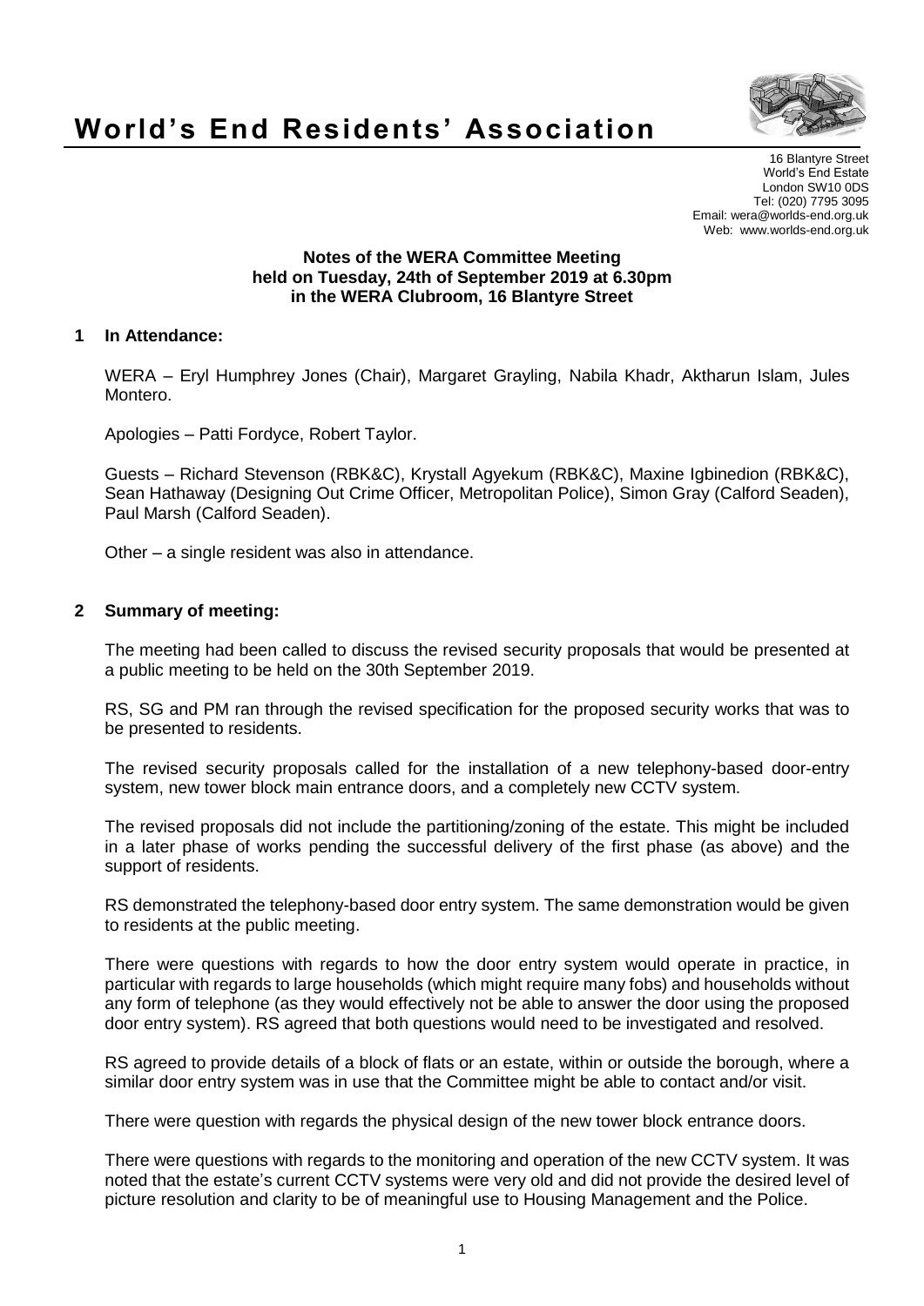# World's End Residents' Association

16 Blantyre Street
World's End Estate
London SW10 0DS
Tel: (020) 7795 3095
Email: wera@worlds-end.org.uk
Web: www.worlds-end.org.uk

**Notes of the WERA Committee Meeting held on Tuesday, 24th of September 2019 at 6.30pm in the WERA Clubroom, 16 Blantyre Street**

## 1 In Attendance:

WERA – Eryl Humphrey Jones (Chair), Margaret Grayling, Nabila Khadr, Aktharun Islam, Jules Montero.

Apologies – Patti Fordyce, Robert Taylor.

Guests – Richard Stevenson (RBK&C), Krystall Agyekum (RBK&C), Maxine Igbinedion (RBK&C), Sean Hathaway (Designing Out Crime Officer, Metropolitan Police), Simon Gray (Calford Seaden), Paul Marsh (Calford Seaden).

Other – a single resident was also in attendance.

## 2 Summary of meeting:

The meeting had been called to discuss the revised security proposals that would be presented at a public meeting to be held on the 30th September 2019.

RS, SG and PM ran through the revised specification for the proposed security works that was to be presented to residents.

The revised security proposals called for the installation of a new telephony-based door-entry system, new tower block main entrance doors, and a completely new CCTV system.

The revised proposals did not include the partitioning/zoning of the estate. This might be included in a later phase of works pending the successful delivery of the first phase (as above) and the support of residents.

RS demonstrated the telephony-based door entry system. The same demonstration would be given to residents at the public meeting.

There were questions with regards to how the door entry system would operate in practice, in particular with regards to large households (which might require many fobs) and households without any form of telephone (as they would effectively not be able to answer the door using the proposed door entry system). RS agreed that both questions would need to be investigated and resolved.

RS agreed to provide details of a block of flats or an estate, within or outside the borough, where a similar door entry system was in use that the Committee might be able to contact and/or visit.

There were question with regards the physical design of the new tower block entrance doors.

There were questions with regards to the monitoring and operation of the new CCTV system. It was noted that the estate's current CCTV systems were very old and did not provide the desired level of picture resolution and clarity to be of meaningful use to Housing Management and the Police.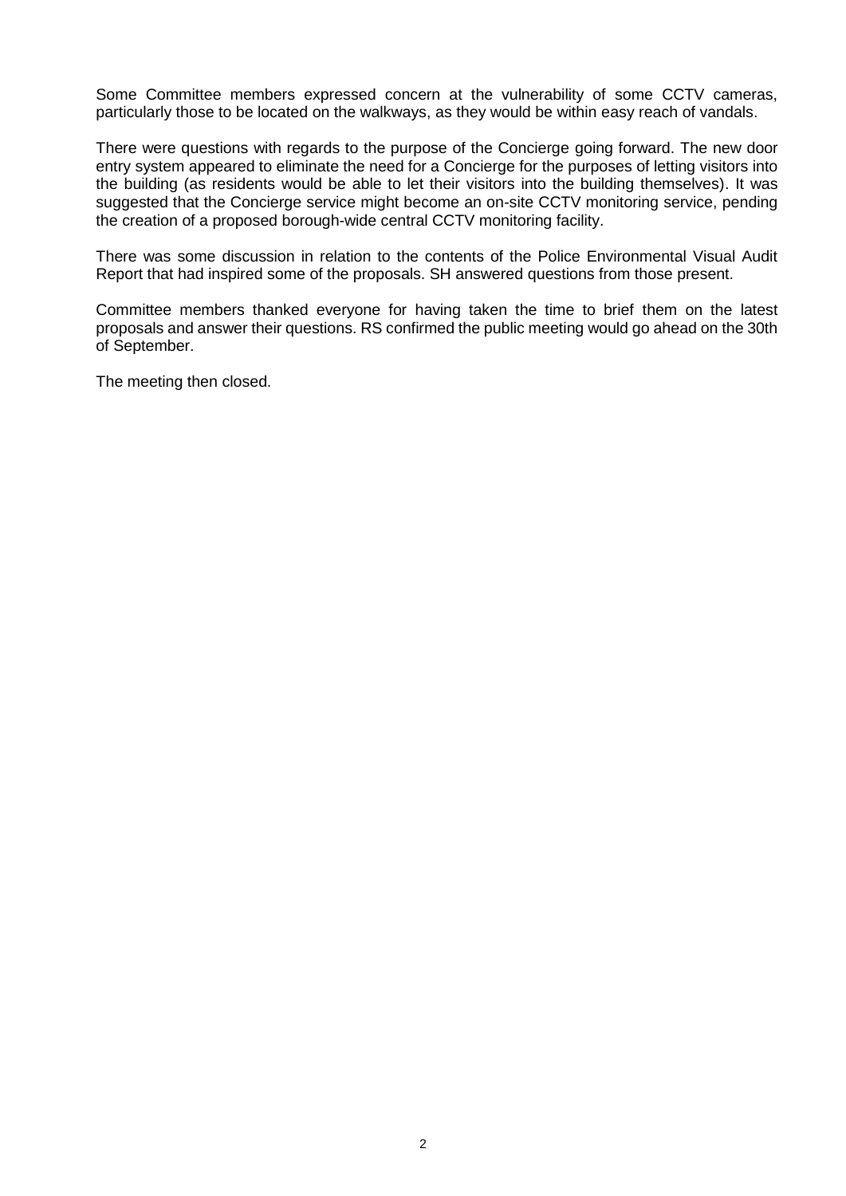Some Committee members expressed concern at the vulnerability of some CCTV cameras, particularly those to be located on the walkways, as they would be within easy reach of vandals.

There were questions with regards to the purpose of the Concierge going forward. The new door entry system appeared to eliminate the need for a Concierge for the purposes of letting visitors into the building (as residents would be able to let their visitors into the building themselves). It was suggested that the Concierge service might become an on-site CCTV monitoring service, pending the creation of a proposed borough-wide central CCTV monitoring facility.

There was some discussion in relation to the contents of the Police Environmental Visual Audit Report that had inspired some of the proposals. SH answered questions from those present.

Committee members thanked everyone for having taken the time to brief them on the latest proposals and answer their questions. RS confirmed the public meeting would go ahead on the 30th of September.

The meeting then closed.